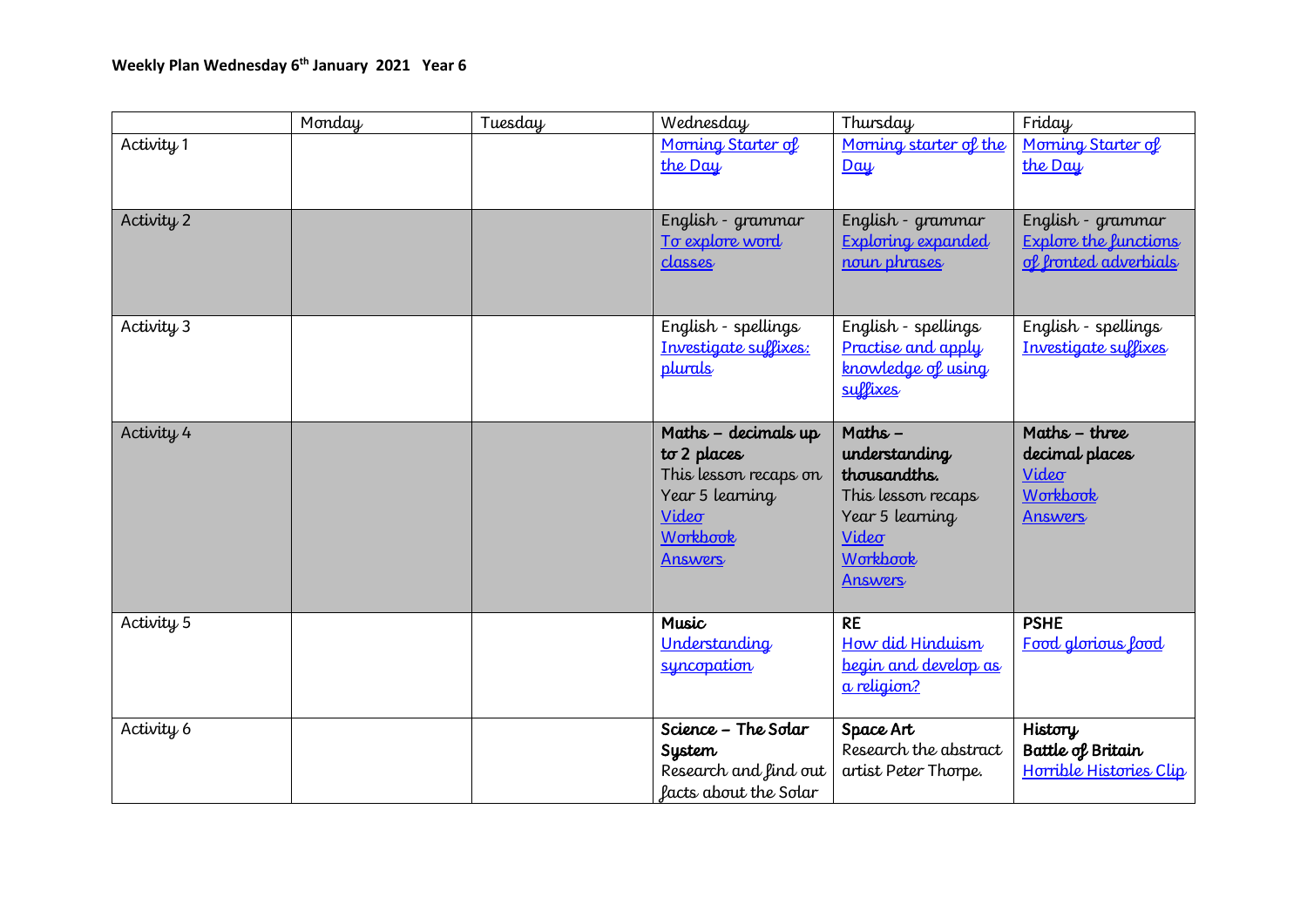**Weekly Plan Wednesday 6th January 2021 Year 6**

| | Monday | Tuesday | Wednesday | Thursday | Friday |
|---|---|---|---|---|---|
| Activity 1 | | | Morning Starter of the Day | Morning starter of the Day | Morning Starter of the Day |
| Activity 2 | | | English - grammar<br>To explore word classes | English - grammar<br>Exploring expanded noun phrases | English - grammar<br>Explore the functions of fronted adverbials |
| Activity 3 | | | English - spellings<br>Investigate suffixes: plurals | English - spellings<br>Practise and apply knowledge of using suffixes | English - spellings<br>Investigate suffixes |
| Activity 4 | | | **Maths – decimals up to 2 places**<br>This lesson recaps on Year 5 learning<br>Video<br>Workbook<br>Answers | **Maths – understanding thousandths.**<br>This lesson recaps Year 5 learning<br>Video<br>Workbook<br>Answers | **Maths – three decimal places**<br>Video<br>Workbook<br>Answers |
| Activity 5 | | | **Music**<br>Understanding syncopation | **RE**<br>How did Hinduism begin and develop as a religion? | **PSHE**<br>Food glorious food |
| Activity 6 | | | **Science – The Solar System**<br>Research and find out facts about the Solar | **Space Art**<br>Research the abstract artist Peter Thorpe. | **History**<br>**Battle of Britain**<br>Horrible Histories Clip |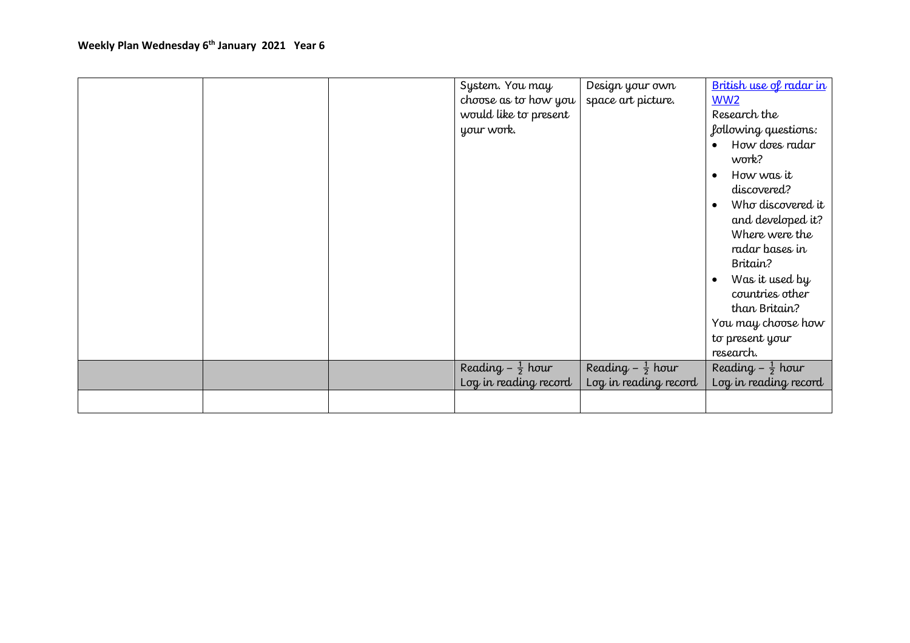**Weekly Plan Wednesday 6th January 2021 Year 6**

| | | | | | |
|---|---|---|---|---|---|
| | | | System. You may choose as to how you would like to present your work. | Design your own space art picture. | British use of radar in WW2<br>Research the following questions:<br>• How does radar work?<br>• How was it discovered?<br>• Who discovered it and developed it? Where were the radar bases in Britain?<br>• Was it used by countries other than Britain?<br>You may choose how to present your research. |
| | | | Reading – $\frac{1}{2}$ hour<br>Log in reading record | Reading – $\frac{1}{2}$ hour<br>Log in reading record | Reading – $\frac{1}{2}$ hour<br>Log in reading record |
| | | | | | |